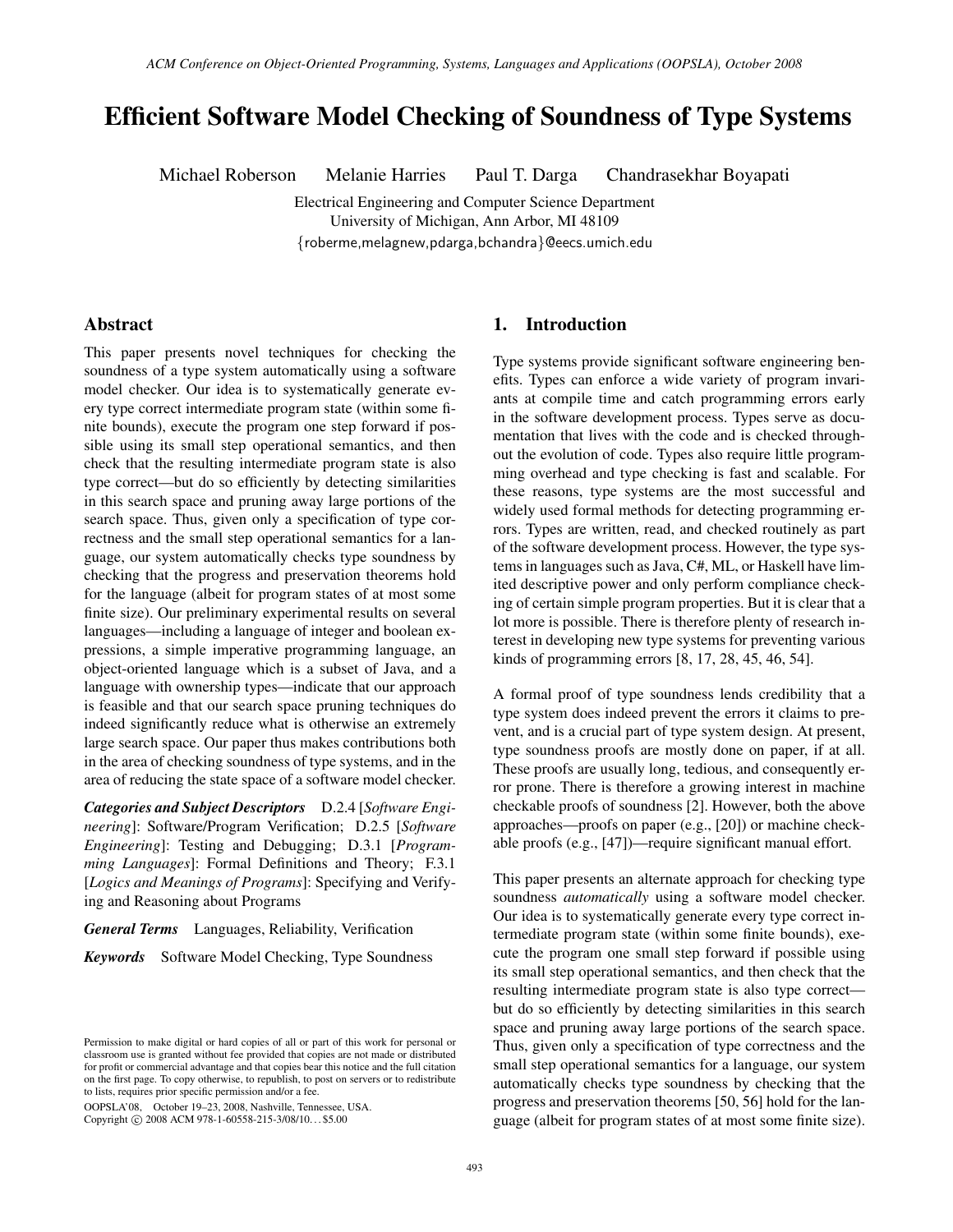# Efficient Software Model Checking of Soundness of Type Systems

Michael Roberson  Melanie Harries  Paul T. Darga  Chandrasekhar Boyapati

Electrical Engineering and Computer Science Department
University of Michigan, Ann Arbor, MI 48109
{roberme,melagnew,pdarga,bchandra}@eecs.umich.edu

## Abstract

This paper presents novel techniques for checking the soundness of a type system automatically using a software model checker. Our idea is to systematically generate every type correct intermediate program state (within some finite bounds), execute the program one step forward if possible using its small step operational semantics, and then check that the resulting intermediate program state is also type correct—but do so efficiently by detecting similarities in this search space and pruning away large portions of the search space. Thus, given only a specification of type correctness and the small step operational semantics for a language, our system automatically checks type soundness by checking that the progress and preservation theorems hold for the language (albeit for program states of at most some finite size). Our preliminary experimental results on several languages—including a language of integer and boolean expressions, a simple imperative programming language, an object-oriented language which is a subset of Java, and a language with ownership types—indicate that our approach is feasible and that our search space pruning techniques do indeed significantly reduce what is otherwise an extremely large search space. Our paper thus makes contributions both in the area of checking soundness of type systems, and in the area of reducing the state space of a software model checker.

***Categories and Subject Descriptors*** D.2.4 [*Software Engineering*]: Software/Program Verification; D.2.5 [*Software Engineering*]: Testing and Debugging; D.3.1 [*Programming Languages*]: Formal Definitions and Theory; F.3.1 [*Logics and Meanings of Programs*]: Specifying and Verifying and Reasoning about Programs

***General Terms*** Languages, Reliability, Verification

***Keywords*** Software Model Checking, Type Soundness

Permission to make digital or hard copies of all or part of this work for personal or classroom use is granted without fee provided that copies are not made or distributed for profit or commercial advantage and that copies bear this notice and the full citation on the first page. To copy otherwise, to republish, to post on servers or to redistribute to lists, requires prior specific permission and/or a fee.
OOPSLA'08, October 19–23, 2008, Nashville, Tennessee, USA.
Copyright © 2008 ACM 978-1-60558-215-3/08/10...$5.00

## 1. Introduction

Type systems provide significant software engineering benefits. Types can enforce a wide variety of program invariants at compile time and catch programming errors early in the software development process. Types serve as documentation that lives with the code and is checked throughout the evolution of code. Types also require little programming overhead and type checking is fast and scalable. For these reasons, type systems are the most successful and widely used formal methods for detecting programming errors. Types are written, read, and checked routinely as part of the software development process. However, the type systems in languages such as Java, C#, ML, or Haskell have limited descriptive power and only perform compliance checking of certain simple program properties. But it is clear that a lot more is possible. There is therefore plenty of research interest in developing new type systems for preventing various kinds of programming errors [8, 17, 28, 45, 46, 54].

A formal proof of type soundness lends credibility that a type system does indeed prevent the errors it claims to prevent, and is a crucial part of type system design. At present, type soundness proofs are mostly done on paper, if at all. These proofs are usually long, tedious, and consequently error prone. There is therefore a growing interest in machine checkable proofs of soundness [2]. However, both the above approaches—proofs on paper (e.g., [20]) or machine checkable proofs (e.g., [47])—require significant manual effort.

This paper presents an alternate approach for checking type soundness *automatically* using a software model checker. Our idea is to systematically generate every type correct intermediate program state (within some finite bounds), execute the program one small step forward if possible using its small step operational semantics, and then check that the resulting intermediate program state is also type correct—but do so efficiently by detecting similarities in this search space and pruning away large portions of the search space. Thus, given only a specification of type correctness and the small step operational semantics for a language, our system automatically checks type soundness by checking that the progress and preservation theorems [50, 56] hold for the language (albeit for program states of at most some finite size).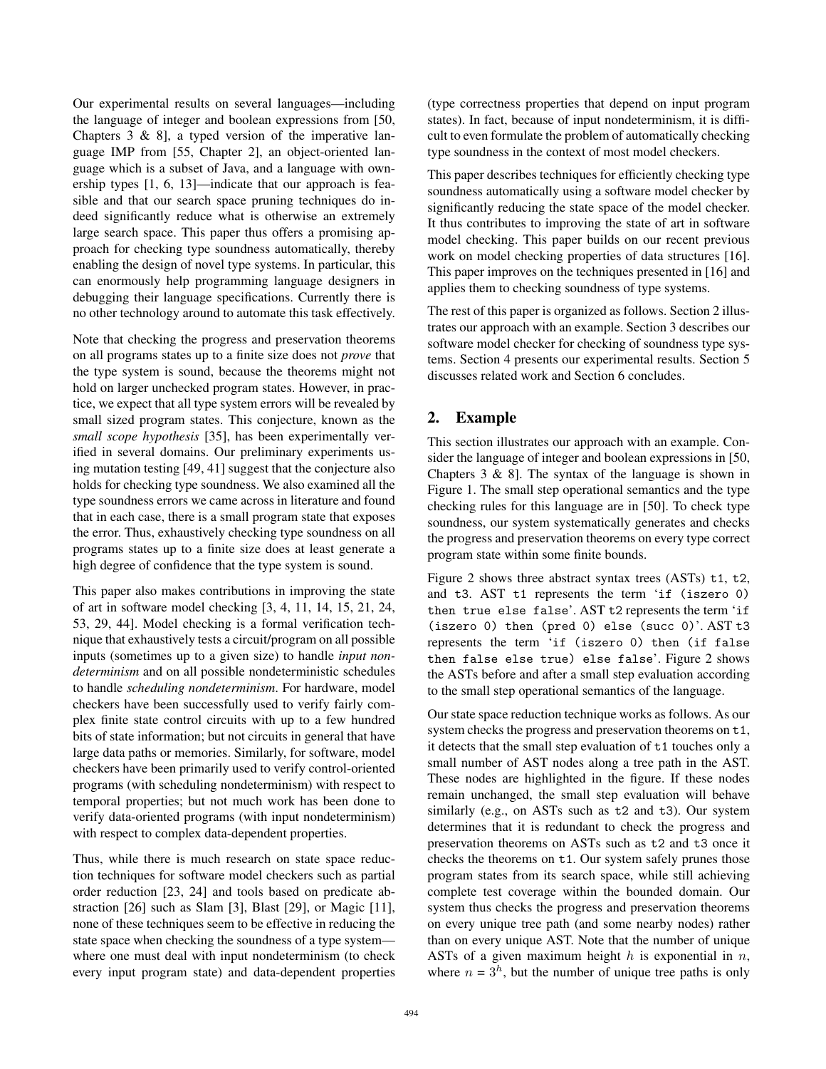Our experimental results on several languages—including the language of integer and boolean expressions from [50, Chapters 3 & 8], a typed version of the imperative language IMP from [55, Chapter 2], an object-oriented language which is a subset of Java, and a language with ownership types [1, 6, 13]—indicate that our approach is feasible and that our search space pruning techniques do indeed significantly reduce what is otherwise an extremely large search space. This paper thus offers a promising approach for checking type soundness automatically, thereby enabling the design of novel type systems. In particular, this can enormously help programming language designers in debugging their language specifications. Currently there is no other technology around to automate this task effectively.

Note that checking the progress and preservation theorems on all programs states up to a finite size does not *prove* that the type system is sound, because the theorems might not hold on larger unchecked program states. However, in practice, we expect that all type system errors will be revealed by small sized program states. This conjecture, known as the *small scope hypothesis* [35], has been experimentally verified in several domains. Our preliminary experiments using mutation testing [49, 41] suggest that the conjecture also holds for checking type soundness. We also examined all the type soundness errors we came across in literature and found that in each case, there is a small program state that exposes the error. Thus, exhaustively checking type soundness on all programs states up to a finite size does at least generate a high degree of confidence that the type system is sound.

This paper also makes contributions in improving the state of art in software model checking [3, 4, 11, 14, 15, 21, 24, 53, 29, 44]. Model checking is a formal verification technique that exhaustively tests a circuit/program on all possible inputs (sometimes up to a given size) to handle *input nondeterminism* and on all possible nondeterministic schedules to handle *scheduling nondeterminism*. For hardware, model checkers have been successfully used to verify fairly complex finite state control circuits with up to a few hundred bits of state information; but not circuits in general that have large data paths or memories. Similarly, for software, model checkers have been primarily used to verify control-oriented programs (with scheduling nondeterminism) with respect to temporal properties; but not much work has been done to verify data-oriented programs (with input nondeterminism) with respect to complex data-dependent properties.

Thus, while there is much research on state space reduction techniques for software model checkers such as partial order reduction [23, 24] and tools based on predicate abstraction [26] such as Slam [3], Blast [29], or Magic [11], none of these techniques seem to be effective in reducing the state space when checking the soundness of a type system—where one must deal with input nondeterminism (to check every input program state) and data-dependent properties (type correctness properties that depend on input program states). In fact, because of input nondeterminism, it is difficult to even formulate the problem of automatically checking type soundness in the context of most model checkers.

This paper describes techniques for efficiently checking type soundness automatically using a software model checker by significantly reducing the state space of the model checker. It thus contributes to improving the state of art in software model checking. This paper builds on our recent previous work on model checking properties of data structures [16]. This paper improves on the techniques presented in [16] and applies them to checking soundness of type systems.

The rest of this paper is organized as follows. Section 2 illustrates our approach with an example. Section 3 describes our software model checker for checking of soundness type systems. Section 4 presents our experimental results. Section 5 discusses related work and Section 6 concludes.

## 2. Example

This section illustrates our approach with an example. Consider the language of integer and boolean expressions in [50, Chapters 3 & 8]. The syntax of the language is shown in Figure 1. The small step operational semantics and the type checking rules for this language are in [50]. To check type soundness, our system systematically generates and checks the progress and preservation theorems on every type correct program state within some finite bounds.

Figure 2 shows three abstract syntax trees (ASTs) `t1`, `t2`, and `t3`. AST `t1` represents the term '`if (iszero 0) then true else false`'. AST `t2` represents the term '`if (iszero 0) then (pred 0) else (succ 0)`'. AST `t3` represents the term '`if (iszero 0) then (if false then false else true) else false`'. Figure 2 shows the ASTs before and after a small step evaluation according to the small step operational semantics of the language.

Our state space reduction technique works as follows. As our system checks the progress and preservation theorems on `t1`, it detects that the small step evaluation of `t1` touches only a small number of AST nodes along a tree path in the AST. These nodes are highlighted in the figure. If these nodes remain unchanged, the small step evaluation will behave similarly (e.g., on ASTs such as `t2` and `t3`). Our system determines that it is redundant to check the progress and preservation theorems on ASTs such as `t2` and `t3` once it checks the theorems on `t1`. Our system safely prunes those program states from its search space, while still achieving complete test coverage within the bounded domain. Our system thus checks the progress and preservation theorems on every unique tree path (and some nearby nodes) rather than on every unique AST. Note that the number of unique ASTs of a given maximum height $h$ is exponential in $n$, where $n = 3^h$, but the number of unique tree paths is only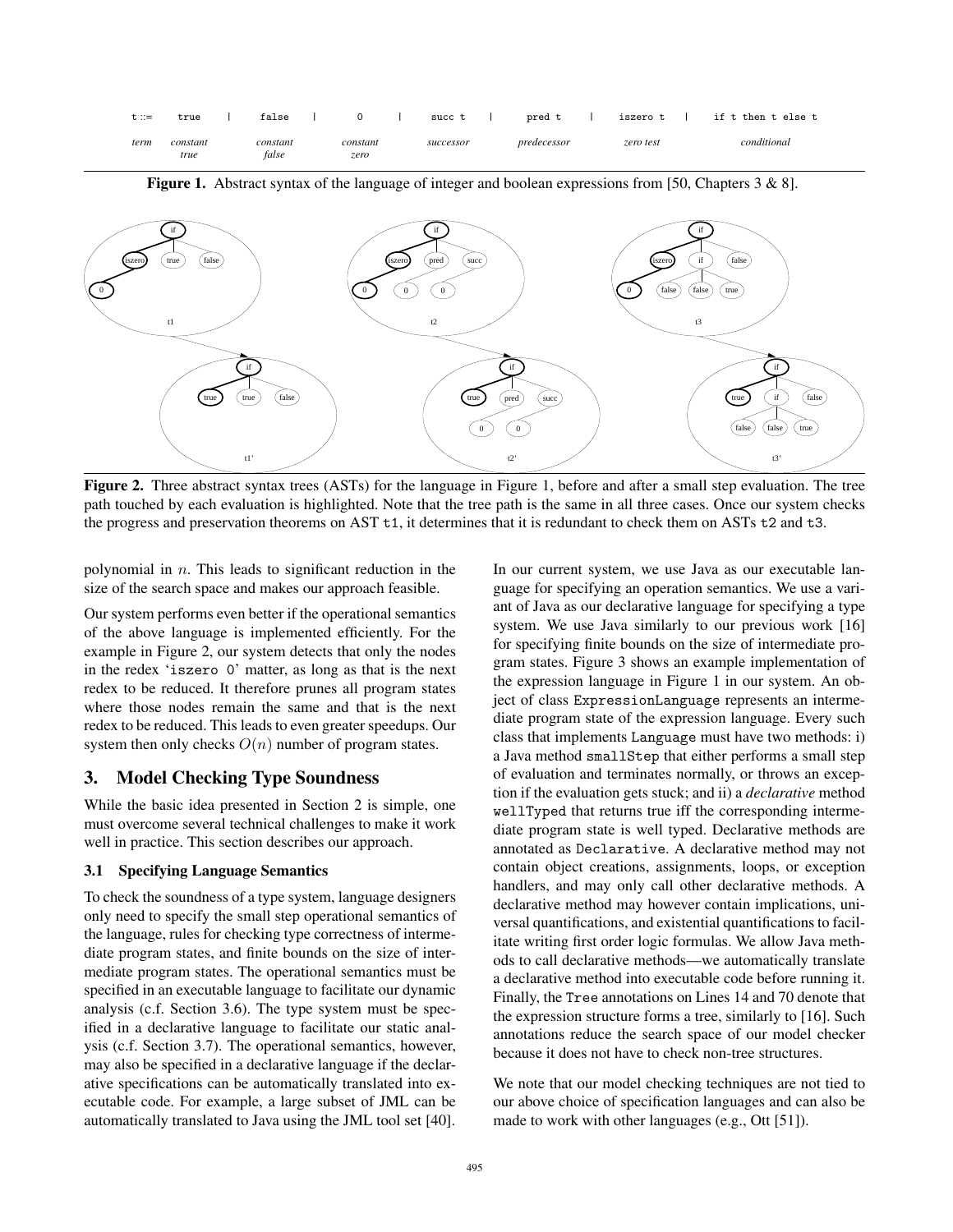| t ::= | true | \| | false | \| | 0 | \| | succ t | \| | pred t | \| | iszero t | \| | if t then t else t |
|---|---|---|---|---|---|---|---|---|---|---|---|---|---|
| *term* | *constant true* | | *constant false* | | *constant zero* | | *successor* | | *predecessor* | | *zero test* | | *conditional* |

**Figure 1.** Abstract syntax of the language of integer and boolean expressions from [50, Chapters 3 & 8].

**Figure 2.** Three abstract syntax trees (ASTs) for the language in Figure 1, before and after a small step evaluation. The tree path touched by each evaluation is highlighted. Note that the tree path is the same in all three cases. Once our system checks the progress and preservation theorems on AST t1, it determines that it is redundant to check them on ASTs t2 and t3.

polynomial in $n$. This leads to significant reduction in the size of the search space and makes our approach feasible.

Our system performs even better if the operational semantics of the above language is implemented efficiently. For the example in Figure 2, our system detects that only the nodes in the redex 'iszero 0' matter, as long as that is the next redex to be reduced. It therefore prunes all program states where those nodes remain the same and that is the next redex to be reduced. This leads to even greater speedups. Our system then only checks $O(n)$ number of program states.

## 3. Model Checking Type Soundness

While the basic idea presented in Section 2 is simple, one must overcome several technical challenges to make it work well in practice. This section describes our approach.

### 3.1 Specifying Language Semantics

To check the soundness of a type system, language designers only need to specify the small step operational semantics of the language, rules for checking type correctness of intermediate program states, and finite bounds on the size of intermediate program states. The operational semantics must be specified in an executable language to facilitate our dynamic analysis (c.f. Section 3.6). The type system must be specified in a declarative language to facilitate our static analysis (c.f. Section 3.7). The operational semantics, however, may also be specified in a declarative language if the declarative specifications can be automatically translated into executable code. For example, a large subset of JML can be automatically translated to Java using the JML tool set [40].

In our current system, we use Java as our executable language for specifying an operation semantics. We use a variant of Java as our declarative language for specifying a type system. We use Java similarly to our previous work [16] for specifying finite bounds on the size of intermediate program states. Figure 3 shows an example implementation of the expression language in Figure 1 in our system. An object of class ExpressionLanguage represents an intermediate program state of the expression language. Every such class that implements Language must have two methods: i) a Java method smallStep that either performs a small step of evaluation and terminates normally, or throws an exception if the evaluation gets stuck; and ii) a *declarative* method wellTyped that returns true iff the corresponding intermediate program state is well typed. Declarative methods are annotated as Declarative. A declarative method may not contain object creations, assignments, loops, or exception handlers, and may only call other declarative methods. A declarative method may however contain implications, universal quantifications, and existential quantifications to facilitate writing first order logic formulas. We allow Java methods to call declarative methods—we automatically translate a declarative method into executable code before running it. Finally, the Tree annotations on Lines 14 and 70 denote that the expression structure forms a tree, similar to [16]. Such annotations reduce the search space of our model checker because it does not have to check non-tree structures.

We note that our model checking techniques are not tied to our above choice of specification languages and can also be made to work with other languages (e.g., Ott [51]).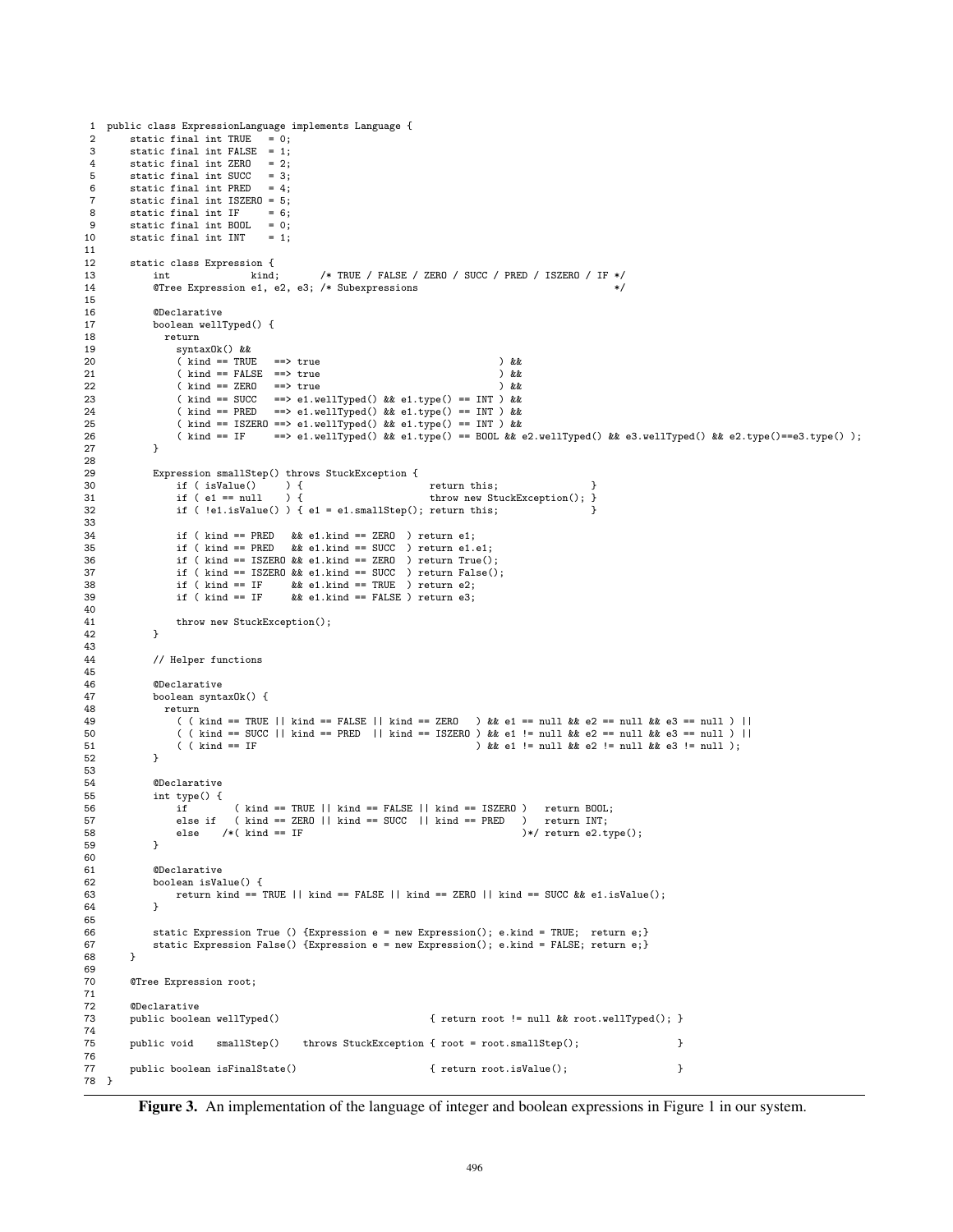```java
1  public class ExpressionLanguage implements Language {
2      static final int TRUE   = 0;
3      static final int FALSE  = 1;
4      static final int ZERO   = 2;
5      static final int SUCC   = 3;
6      static final int PRED   = 4;
7      static final int ISZERO = 5;
8      static final int IF     = 6;
9      static final int BOOL   = 0;
10     static final int INT    = 1;
11
12     static class Expression {
13         int              kind;      /* TRUE / FALSE / ZERO / SUCC / PRED / ISZERO / IF */
14         @Tree Expression e1, e2, e3; /* Subexpressions                                 */
15
16         @Declarative
17         boolean wellTyped() {
18           return
19             syntaxOk() &&
20             ( kind == TRUE   ==> true                              ) &&
21             ( kind == FALSE  ==> true                              ) &&
22             ( kind == ZERO   ==> true                              ) &&
23             ( kind == SUCC   ==> e1.wellTyped() && e1.type() == INT ) &&
24             ( kind == PRED   ==> e1.wellTyped() && e1.type() == INT ) &&
25             ( kind == ISZERO ==> e1.wellTyped() && e1.type() == INT ) &&
26             ( kind == IF     ==> e1.wellTyped() && e1.type() == BOOL && e2.wellTyped() && e3.wellTyped() && e2.type()==e3.type() );
27         }
28
29         Expression smallStep() throws StuckException {
30             if ( isValue()     ) {                     return this;                }
31             if ( e1 == null    ) {                     throw new StuckException(); }
32             if ( !e1.isValue() ) { e1 = e1.smallStep(); return this;                }
33
34             if ( kind == PRED   && e1.kind == ZERO  ) return e1;
35             if ( kind == PRED   && e1.kind == SUCC  ) return e1.e1;
36             if ( kind == ISZERO && e1.kind == ZERO  ) return True();
37             if ( kind == ISZERO && e1.kind == SUCC  ) return False();
38             if ( kind == IF     && e1.kind == TRUE  ) return e2;
39             if ( kind == IF     && e1.kind == FALSE ) return e3;
40
41             throw new StuckException();
42         }
43
44         // Helper functions
45
46         @Declarative
47         boolean syntaxOk() {
48           return
49             ( ( kind == TRUE || kind == FALSE || kind == ZERO   ) && e1 == null && e2 == null && e3 == null ) ||
50             ( ( kind == SUCC || kind == PRED  || kind == ISZERO ) && e1 != null && e2 == null && e3 == null ) ||
51             ( ( kind == IF                                      ) && e1 != null && e2 != null && e3 != null );
52         }
53
54         @Declarative
55         int type() {
56             if       ( kind == TRUE || kind == FALSE || kind == ISZERO )   return BOOL;
57             else if  ( kind == ZERO || kind == SUCC  || kind == PRED   )   return INT;
58             else    /*( kind == IF                                     )*/ return e2.type();
59         }
60
61         @Declarative
62         boolean isValue() {
63             return kind == TRUE || kind == FALSE || kind == ZERO || kind == SUCC && e1.isValue();
64         }
65
66         static Expression True () {Expression e = new Expression(); e.kind = TRUE;  return e;}
67         static Expression False() {Expression e = new Expression(); e.kind = FALSE; return e;}
68     }
69
70     @Tree Expression root;
71
72     @Declarative
73     public boolean wellTyped()                        { return root != null && root.wellTyped(); }
74
75     public void    smallStep()    throws StuckException { root = root.smallStep();               }
76
77     public boolean isFinalState()                     { return root.isValue();                 }
78 }
```

**Figure 3.** An implementation of the language of integer and boolean expressions in Figure 1 in our system.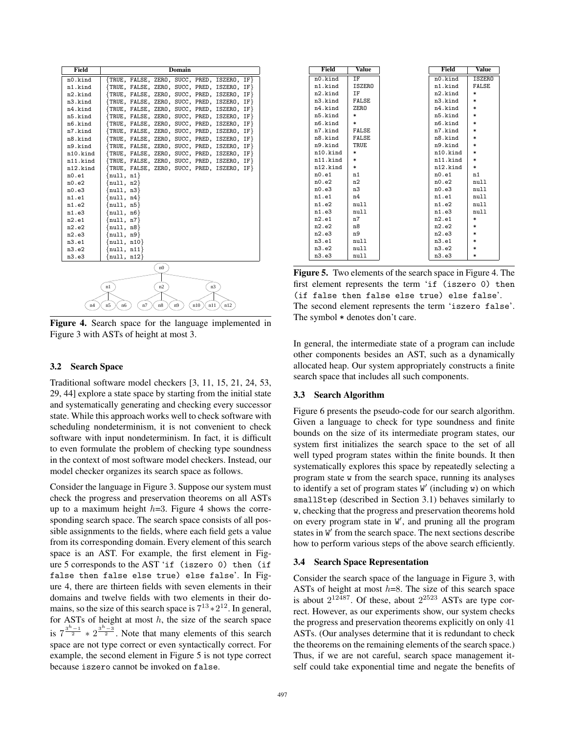| Field | Domain |
|---|---|
| n0.kind | {TRUE, FALSE, ZERO, SUCC, PRED, ISZERO, IF} |
| n1.kind | {TRUE, FALSE, ZERO, SUCC, PRED, ISZERO, IF} |
| n2.kind | {TRUE, FALSE, ZERO, SUCC, PRED, ISZERO, IF} |
| n3.kind | {TRUE, FALSE, ZERO, SUCC, PRED, ISZERO, IF} |
| n4.kind | {TRUE, FALSE, ZERO, SUCC, PRED, ISZERO, IF} |
| n5.kind | {TRUE, FALSE, ZERO, SUCC, PRED, ISZERO, IF} |
| n6.kind | {TRUE, FALSE, ZERO, SUCC, PRED, ISZERO, IF} |
| n7.kind | {TRUE, FALSE, ZERO, SUCC, PRED, ISZERO, IF} |
| n8.kind | {TRUE, FALSE, ZERO, SUCC, PRED, ISZERO, IF} |
| n9.kind | {TRUE, FALSE, ZERO, SUCC, PRED, ISZERO, IF} |
| n10.kind | {TRUE, FALSE, ZERO, SUCC, PRED, ISZERO, IF} |
| n11.kind | {TRUE, FALSE, ZERO, SUCC, PRED, ISZERO, IF} |
| n12.kind | {TRUE, FALSE, ZERO, SUCC, PRED, ISZERO, IF} |
| n0.e1 | {null, n1} |
| n0.e2 | {null, n2} |
| n0.e3 | {null, n3} |
| n1.e1 | {null, n4} |
| n1.e2 | {null, n5} |
| n1.e3 | {null, n6} |
| n2.e1 | {null, n7} |
| n2.e2 | {null, n8} |
| n2.e3 | {null, n9} |
| n3.e1 | {null, n10} |
| n3.e2 | {null, n11} |
| n3.e3 | {null, n12} |

```
                      n0
        n1            n2            n3
   n4   n5   n6   n7   n8   n9   n10  n11  n12
```

**Figure 4.** Search space for the language implemented in Figure 3 with ASTs of height at most 3.

### 3.2 Search Space

Traditional software model checkers [3, 11, 15, 21, 24, 53, 29, 44] explore a state space by starting from the initial state and systematically generating and checking every successor state. While this approach works well to check software with scheduling nondeterminism, it is not convenient to check software with input nondeterminism. In fact, it is difficult to even formulate the problem of checking type soundness in the context of most software model checkers. Instead, our model checker organizes its search space as follows.

Consider the language in Figure 3. Suppose our system must check the progress and preservation theorems on all ASTs up to a maximum height $h$=3. Figure 4 shows the corresponding search space. The search space consists of all possible assignments to the fields, where each field gets a value from its corresponding domain. Every element of this search space is an AST. For example, the first element in Figure 5 corresponds to the AST '`if (iszero 0) then (if false then false else true) else false`'. In Figure 4, there are thirteen fields with seven elements in their domains and twelve fields with two elements in their domains, so the size of this search space is $7^{13} * 2^{12}$. In general, for ASTs of height at most $h$, the size of the search space is $7^{\frac{3^h-1}{2}} * 2^{\frac{3^h-3}{2}}$. Note that many elements of this search space are not type correct or even syntactically correct. For example, the second element in Figure 5 is not type correct because `iszero` cannot be invoked on `false`.

| Field | Value |
|---|---|
| n0.kind | IF |
| n1.kind | ISZERO |
| n2.kind | IF |
| n3.kind | FALSE |
| n4.kind | ZERO |
| n5.kind | * |
| n6.kind | * |
| n7.kind | FALSE |
| n8.kind | FALSE |
| n9.kind | TRUE |
| n10.kind | * |
| n11.kind | * |
| n12.kind | * |
| n0.e1 | n1 |
| n0.e2 | n2 |
| n0.e3 | n3 |
| n1.e1 | n4 |
| n1.e2 | null |
| n1.e3 | null |
| n2.e1 | n7 |
| n2.e2 | n8 |
| n2.e3 | n9 |
| n3.e1 | null |
| n3.e2 | null |
| n3.e3 | null |

| Field | Value |
|---|---|
| n0.kind | ISZERO |
| n1.kind | FALSE |
| n2.kind | * |
| n3.kind | * |
| n4.kind | * |
| n5.kind | * |
| n6.kind | * |
| n7.kind | * |
| n8.kind | * |
| n9.kind | * |
| n10.kind | * |
| n11.kind | * |
| n12.kind | * |
| n0.e1 | n1 |
| n0.e2 | null |
| n0.e3 | null |
| n1.e1 | null |
| n1.e2 | null |
| n1.e3 | null |
| n2.e1 | * |
| n2.e2 | * |
| n2.e3 | * |
| n3.e1 | * |
| n3.e2 | * |
| n3.e3 | * |

**Figure 5.** Two elements of the search space in Figure 4. The first element represents the term '`if (iszero 0) then (if false then false else true) else false`'. The second element represents the term '`iszero false`'. The symbol * denotes don't care.

In general, the intermediate state of a program can include other components besides an AST, such as a dynamically allocated heap. Our system appropriately constructs a finite search space that includes all such components.

### 3.3 Search Algorithm

Figure 6 presents the pseudo-code for our search algorithm. Given a language to check for type soundness and finite bounds on the size of its intermediate program states, our system first initializes the search space to the set of all well typed program states within the finite bounds. It then systematically explores this space by repeatedly selecting a program state `w` from the search space, running its analyses to identify a set of program states `W′` (including `w`) on which `smallStep` (described in Section 3.1) behaves similarly to `w`, checking that the progress and preservation theorems hold on every program state in `W′`, and pruning all the program states in `W′` from the search space. The next sections describe how to perform various steps of the above search efficiently.

### 3.4 Search Space Representation

Consider the search space of the language in Figure 3, with ASTs of height at most $h$=8. The size of this search space is about $2^{12487}$. Of these, about $2^{2523}$ ASTs are type correct. However, as our experiments show, our system checks the progress and preservation theorems explicitly on only 41 ASTs. (Our analyses determine that it is redundant to check the theorems on the remaining elements of the search space.) Thus, if we are not careful, search space management itself could take exponential time and negate the benefits of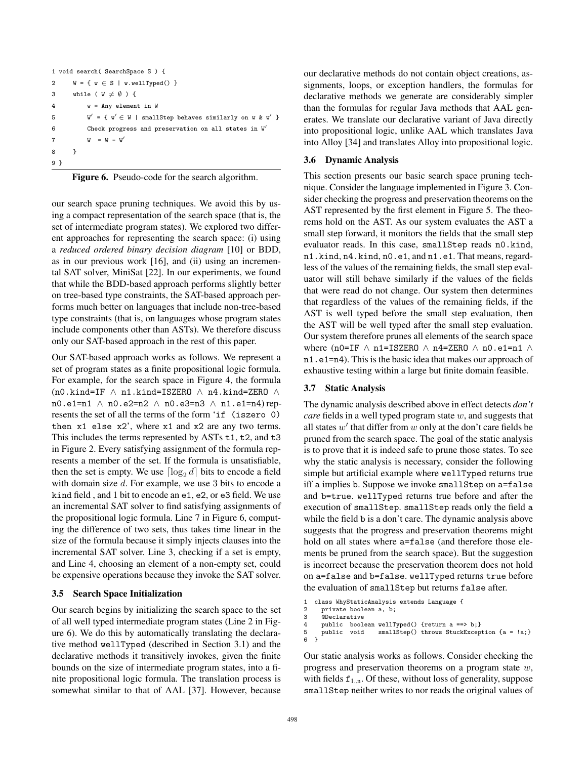```
1 void search( SearchSpace S ) {
2     W = { w ∈ S | w.wellTyped() }
3     while ( W ≠ ∅ ) {
4         w = Any element in W
5         W′ = { w′ ∈ W | smallStep behaves similarly on w & w′ }
6         Check progress and preservation on all states in W′
7         W  = W - W′
8     }
9 }
```

**Figure 6.** Pseudo-code for the search algorithm.

our search space pruning techniques. We avoid this by using a compact representation of the search space (that is, the set of intermediate program states). We explored two different approaches for representing the search space: (i) using a *reduced ordered binary decision diagram* [10] or BDD, as in our previous work [16], and (ii) using an incremental SAT solver, MiniSat [22]. In our experiments, we found that while the BDD-based approach performs slightly better on tree-based type constraints, the SAT-based approach performs much better on languages that include non-tree-based type constraints (that is, on languages whose program states include components other than ASTs). We therefore discuss only our SAT-based approach in the rest of this paper.

Our SAT-based approach works as follows. We represent a set of program states as a finite propositional logic formula. For example, for the search space in Figure 4, the formula (n0.kind=IF ∧ n1.kind=ISZERO ∧ n4.kind=ZERO ∧ n0.e1=n1 ∧ n0.e2=n2 ∧ n0.e3=n3 ∧ n1.e1=n4) represents the set of all the terms of the form 'if (iszero 0) then x1 else x2', where x1 and x2 are any two terms. This includes the terms represented by ASTs t1, t2, and t3 in Figure 2. Every satisfying assignment of the formula represents a member of the set. If the formula is unsatisfiable, then the set is empty. We use $\lceil \log_2 d \rceil$ bits to encode a field with domain size $d$. For example, we use 3 bits to encode a kind field , and 1 bit to encode an e1, e2, or e3 field. We use an incremental SAT solver to find satisfying assignments of the propositional logic formula. Line 7 in Figure 6, computing the difference of two sets, thus takes time linear in the size of the formula because it simply injects clauses into the incremental SAT solver. Line 3, checking if a set is empty, and Line 4, choosing an element of a non-empty set, could be expensive operations because they invoke the SAT solver.

### 3.5 Search Space Initialization

Our search begins by initializing the search space to the set of all well typed intermediate program states (Line 2 in Figure 6). We do this by automatically translating the declarative method wellTyped (described in Section 3.1) and the declarative methods it transitively invokes, given the finite bounds on the size of intermediate program states, into a finite propositional logic formula. The translation process is somewhat similar to that of AAL [37]. However, because our declarative methods do not contain object creations, assignments, loops, or exception handlers, the formulas for declarative methods we generate are considerably simpler than the formulas for regular Java methods that AAL generates. We translate our declarative variant of Java directly into propositional logic, unlike AAL which translates Java into Alloy [34] and translates Alloy into propositional logic.

### 3.6 Dynamic Analysis

This section presents our basic search space pruning technique. Consider the language implemented in Figure 3. Consider checking the progress and preservation theorems on the AST represented by the first element in Figure 5. The theorems hold on the AST. As our system evaluates the AST a small step forward, it monitors the fields that the small step evaluator reads. In this case, smallStep reads n0.kind, n1.kind, n4.kind, n0.e1, and n1.e1. That means, regardless of the values of the remaining fields, the small step evaluator will still behave similarly if the values of the fields that were read do not change. Our system then determines that regardless of the values of the remaining fields, if the AST is well typed before the small step evaluation, then the AST will be well typed after the small step evaluation. Our system therefore prunes all elements of the search space where (n0=IF ∧ n1=ISZERO ∧ n4=ZERO ∧ n0.e1=n1 ∧ n1.e1=n4). This is the basic idea that makes our approach of exhaustive testing within a large but finite domain feasible.

### 3.7 Static Analysis

The dynamic analysis described above in effect detects *don't care* fields in a well typed program state $w$, and suggests that all states $w'$ that differ from $w$ only at the don't care fields be pruned from the search space. The goal of the static analysis is to prove that it is indeed safe to prune those states. To see why the static analysis is necessary, consider the following simple but artificial example where wellTyped returns true iff a implies b. Suppose we invoke smallStep on a=false and b=true. wellTyped returns true before and after the execution of smallStep. smallStep reads only the field a while the field b is a don't care. The dynamic analysis above suggests that the progress and preservation theorems might hold on all states where a=false (and therefore those elements be pruned from the search space). But the suggestion is incorrect because the preservation theorem does not hold on a=false and b=false. wellTyped returns true before the evaluation of smallStep but returns false after.

```
1  class WhyStaticAnalysis extends Language {
2    private boolean a, b;
3    @Declarative
4    public  boolean wellTyped() {return a ==> b;}
5    public  void    smallStep() throws StuckException {a = !a;}
6  }
```

Our static analysis works as follows. Consider checking the progress and preservation theorems on a program state $w$, with fields $f_{1..n}$. Of these, without loss of generality, suppose smallStep neither writes to nor reads the original values of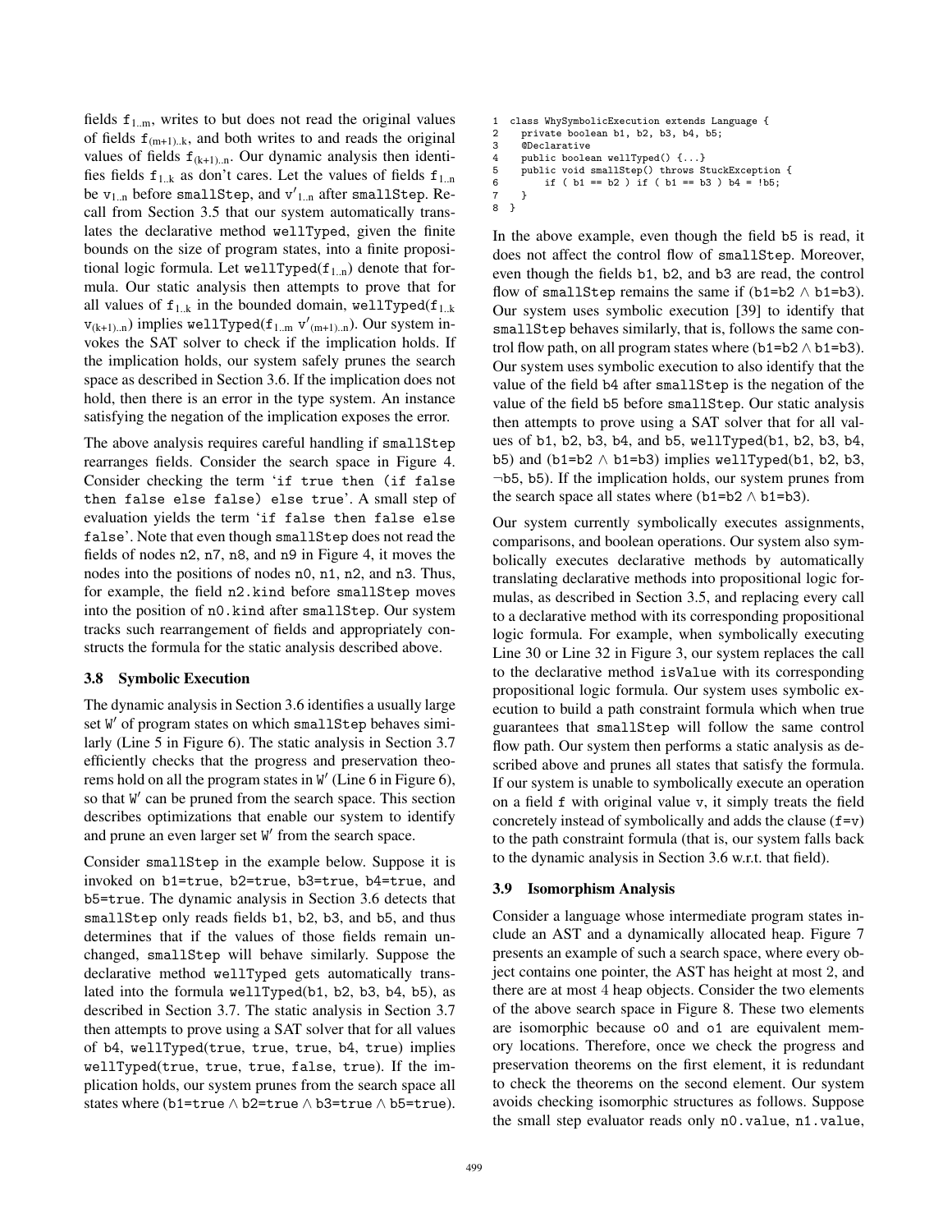fields $f_{1..m}$, writes to but does not read the original values of fields $f_{(m+1)..k}$, and both writes to and reads the original values of fields $f_{(k+1)..n}$. Our dynamic analysis then identifies fields $f_{1..k}$ as don't cares. Let the values of fields $f_{1..n}$ be $v_{1..n}$ before smallStep, and $v'_{1..n}$ after smallStep. Recall from Section 3.5 that our system automatically translates the declarative method wellTyped, given the finite bounds on the size of program states, into a finite propositional logic formula. Let wellTyped($f_{1..n}$) denote that formula. Our static analysis then attempts to prove that for all values of $f_{1..k}$ in the bounded domain, wellTyped($f_{1..k}$ $v_{(k+1)..n}$) implies wellTyped($f_{1..m}$ $v'_{(m+1)..n}$). Our system invokes the SAT solver to check if the implication holds. If the implication holds, our system safely prunes the search space as described in Section 3.6. If the implication does not hold, then there is an error in the type system. An instance satisfying the negation of the implication exposes the error.

The above analysis requires careful handling if smallStep rearranges fields. Consider the search space in Figure 4. Consider checking the term 'if true then (if false then false else false) else true'. A small step of evaluation yields the term 'if false then false else false'. Note that even though smallStep does not read the fields of nodes n2, n7, n8, and n9 in Figure 4, it moves the nodes into the positions of nodes n0, n1, n2, and n3. Thus, for example, the field n2.kind before smallStep moves into the position of n0.kind after smallStep. Our system tracks such rearrangement of fields and appropriately constructs the formula for the static analysis described above.

### 3.8 Symbolic Execution

The dynamic analysis in Section 3.6 identifies a usually large set W′ of program states on which smallStep behaves similarly (Line 5 in Figure 6). The static analysis in Section 3.7 efficiently checks that the progress and preservation theorems hold on all the program states in W′ (Line 6 in Figure 6), so that W′ can be pruned from the search space. This section describes optimizations that enable our system to identify and prune an even larger set W′ from the search space.

Consider smallStep in the example below. Suppose it is invoked on b1=true, b2=true, b3=true, b4=true, and b5=true. The dynamic analysis in Section 3.6 detects that smallStep only reads fields b1, b2, b3, and b5, and thus determines that if the values of those fields remain unchanged, smallStep will behave similarly. Suppose the declarative method wellTyped gets automatically translated into the formula wellTyped(b1, b2, b3, b4, b5), as described in Section 3.7. The static analysis in Section 3.7 then attempts to prove using a SAT solver that for all values of b4, wellTyped(true, true, true, b4, true) implies wellTyped(true, true, true, false, true). If the implication holds, our system prunes from the search space all states where (b1=true ∧ b2=true ∧ b3=true ∧ b5=true).

```
1  class WhySymbolicExecution extends Language {
2    private boolean b1, b2, b3, b4, b5;
3    @Declarative
4    public boolean wellTyped() {...}
5    public void smallStep() throws StuckException {
6        if ( b1 == b2 ) if ( b1 == b3 ) b4 = !b5;
7    }
8  }
```

In the above example, even though the field b5 is read, it does not affect the control flow of smallStep. Moreover, even though the fields b1, b2, and b3 are read, the control flow of smallStep remains the same if (b1=b2 ∧ b1=b3). Our system uses symbolic execution [39] to identify that smallStep behaves similarly, that is, follows the same control flow path, on all program states where (b1=b2 ∧ b1=b3). Our system uses symbolic execution to also identify that the value of the field b4 after smallStep is the negation of the value of the field b5 before smallStep. Our static analysis then attempts to prove using a SAT solver that for all values of b1, b2, b3, b4, and b5, wellTyped(b1, b2, b3, b4, b5) and (b1=b2 ∧ b1=b3) implies wellTyped(b1, b2, b3, ¬b5, b5). If the implication holds, our system prunes from the search space all states where (b1=b2 ∧ b1=b3).

Our system currently symbolically executes assignments, comparisons, and boolean operations. Our system also symbolically executes declarative methods by automatically translating declarative methods into propositional logic formulas, as described in Section 3.5, and replacing every call to a declarative method with its corresponding propositional logic formula. For example, when symbolically executing Line 30 or Line 32 in Figure 3, our system replaces the call to the declarative method isValue with its corresponding propositional logic formula. Our system uses symbolic execution to build a path constraint formula which when true guarantees that smallStep will follow the same control flow path. Our system then performs a static analysis as described above and prunes all states that satisfy the formula. If our system is unable to symbolically execute an operation on a field f with original value v, it simply treats the field concretely instead of symbolically and adds the clause (f=v) to the path constraint formula (that is, our system falls back to the dynamic analysis in Section 3.6 w.r.t. that field).

### 3.9 Isomorphism Analysis

Consider a language whose intermediate program states include an AST and a dynamically allocated heap. Figure 7 presents an example of such a search space, where every object contains one pointer, the AST has height at most 2, and there are at most 4 heap objects. Consider the two elements of the above search space in Figure 8. These two elements are isomorphic because o0 and o1 are equivalent memory locations. Therefore, once we check the progress and preservation theorems on the first element, it is redundant to check the theorems on the second element. Our system avoids checking isomorphic structures as follows. Suppose the small step evaluator reads only n0.value, n1.value,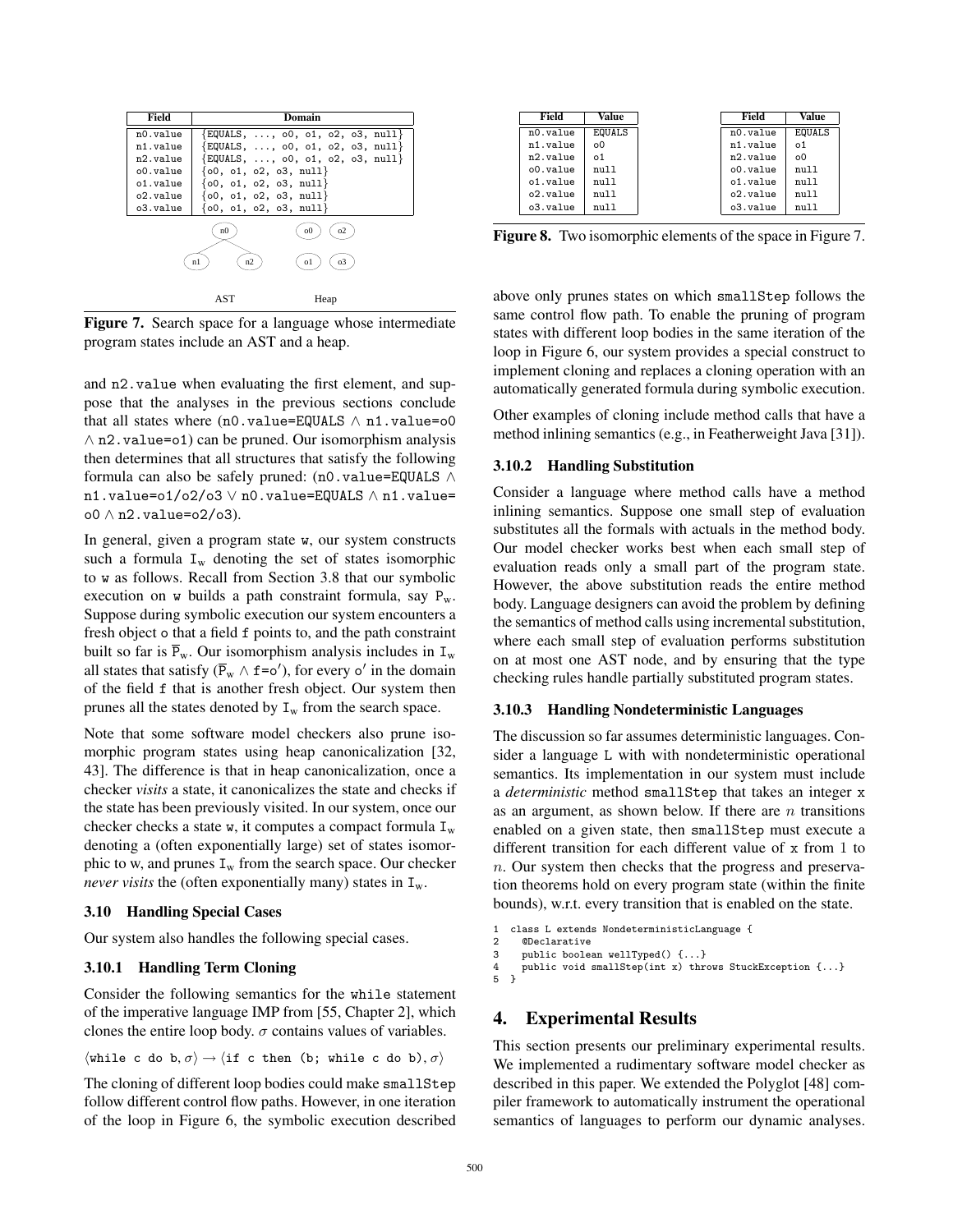| Field | Domain |
|---|---|
| n0.value | {EQUALS, ..., o0, o1, o2, o3, null} |
| n1.value | {EQUALS, ..., o0, o1, o2, o3, null} |
| n2.value | {EQUALS, ..., o0, o1, o2, o3, null} |
| o0.value | {o0, o1, o2, o3, null} |
| o1.value | {o0, o1, o2, o3, null} |
| o2.value | {o0, o1, o2, o3, null} |
| o3.value | {o0, o1, o2, o3, null} |

n0 — n1, n2 (AST); o0, o2, o1, o3 (Heap)

**Figure 7.** Search space for a language whose intermediate program states include an AST and a heap.

and n2.value when evaluating the first element, and suppose that the analyses in the previous sections conclude that all states where (n0.value=EQUALS ∧ n1.value=o0 ∧ n2.value=o1) can be pruned. Our isomorphism analysis then determines that all structures that satisfy the following formula can also be safely pruned: (n0.value=EQUALS ∧ n1.value=o1/o2/o3 ∨ n0.value=EQUALS ∧ n1.value=o0 ∧ n2.value=o2/o3).

In general, given a program state w, our system constructs such a formula $I_w$ denoting the set of states isomorphic to w as follows. Recall from Section 3.8 that our symbolic execution on w builds a path constraint formula, say $P_w$. Suppose during symbolic execution our system encounters a fresh object o that a field f points to, and the path constraint built so far is $\overline{P}_w$. Our isomorphism analysis includes in $I_w$ all states that satisfy ($\overline{P}_w \wedge$ f=o′), for every o′ in the domain of the field f that is another fresh object. Our system then prunes all the states denoted by $I_w$ from the search space.

Note that some software model checkers also prune isomorphic program states using heap canonicalization [32, 43]. The difference is that in heap canonicalization, once a checker *visits* a state, it canonicalizes the state and checks if the state has been previously visited. In our system, once our checker checks a state w, it computes a compact formula $I_w$ denoting a (often exponentially large) set of states isomorphic to w, and prunes $I_w$ from the search space. Our checker *never visits* the (often exponentially many) states in $I_w$.

### 3.10 Handling Special Cases

Our system also handles the following special cases.

#### 3.10.1 Handling Term Cloning

Consider the following semantics for the while statement of the imperative language IMP from [55, Chapter 2], which clones the entire loop body. $\sigma$ contains values of variables.

$$\langle \texttt{while c do b}, \sigma\rangle \rightarrow \langle \texttt{if c then (b; while c do b)}, \sigma\rangle$$

The cloning of different loop bodies could make smallStep follow different control flow paths. However, in one iteration of the loop in Figure 6, the symbolic execution described

| Field | Value |
|---|---|
| n0.value | EQUALS |
| n1.value | o0 |
| n2.value | o1 |
| o0.value | null |
| o1.value | null |
| o2.value | null |
| o3.value | null |

| Field | Value |
|---|---|
| n0.value | EQUALS |
| n1.value | o1 |
| n2.value | o0 |
| o0.value | null |
| o1.value | null |
| o2.value | null |
| o3.value | null |

**Figure 8.** Two isomorphic elements of the space in Figure 7.

above only prunes states on which smallStep follows the same control flow path. To enable the pruning of program states with different loop bodies in the same iteration of the loop in Figure 6, our system provides a special construct to implement cloning and replaces a cloning operation with an automatically generated formula during symbolic execution.

Other examples of cloning include method calls that have a method inlining semantics (e.g., in Featherweight Java [31]).

#### 3.10.2 Handling Substitution

Consider a language where method calls have a method inlining semantics. Suppose one small step of evaluation substitutes all the formals with actuals in the method body. Our model checker works best when each small step of evaluation reads only a small part of the program state. However, the above substitution reads the entire method body. Language designers can avoid the problem by defining the semantics of method calls using incremental substitution, where each small step of evaluation performs substitution on at most one AST node, and by ensuring that the type checking rules handle partially substituted program states.

#### 3.10.3 Handling Nondeterministic Languages

The discussion so far assumes deterministic languages. Consider a language L with with nondeterministic operational semantics. Its implementation in our system must include a *deterministic* method smallStep that takes an integer x as an argument, as shown below. If there are $n$ transitions enabled on a given state, then smallStep must execute a different transition for each different value of x from 1 to $n$. Our system then checks that the progress and preservation theorems hold on every program state (within the finite bounds), w.r.t. every transition that is enabled on the state.

```
1  class L extends NondeterministicLanguage {
2    @Declarative
3    public boolean wellTyped() {...}
4    public void smallStep(int x) throws StuckException {...}
5  }
```

## 4. Experimental Results

This section presents our preliminary experimental results. We implemented a rudimentary software model checker as described in this paper. We extended the Polyglot [48] compiler framework to automatically instrument the operational semantics of languages to perform our dynamic analyses.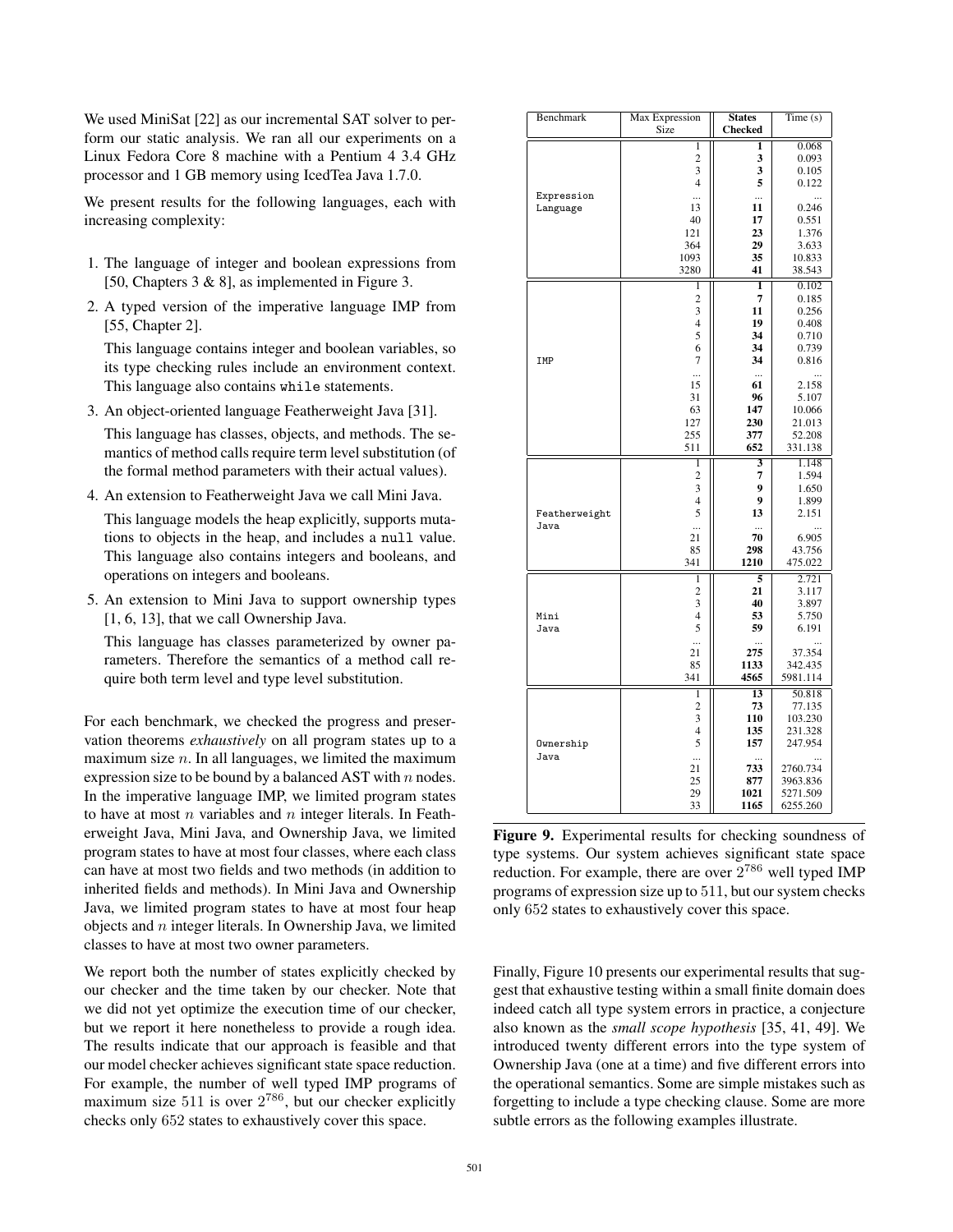We used MiniSat [22] as our incremental SAT solver to perform our static analysis. We ran all our experiments on a Linux Fedora Core 8 machine with a Pentium 4 3.4 GHz processor and 1 GB memory using IcedTea Java 1.7.0.

We present results for the following languages, each with increasing complexity:

1. The language of integer and boolean expressions from [50, Chapters 3 & 8], as implemented in Figure 3.
2. A typed version of the imperative language IMP from [55, Chapter 2].

   This language contains integer and boolean variables, so its type checking rules include an environment context. This language also contains `while` statements.
3. An object-oriented language Featherweight Java [31].

   This language has classes, objects, and methods. The semantics of method calls require term level substitution (of the formal method parameters with their actual values).
4. An extension to Featherweight Java we call Mini Java.

   This language models the heap explicitly, supports mutations to objects in the heap, and includes a `null` value. This language also contains integers and booleans, and operations on integers and booleans.
5. An extension to Mini Java to support ownership types [1, 6, 13], that we call Ownership Java.

   This language has classes parameterized by owner parameters. Therefore the semantics of a method call require both term level and type level substitution.

For each benchmark, we checked the progress and preservation theorems *exhaustively* on all program states up to a maximum size $n$. In all languages, we limited the maximum expression size to be bound by a balanced AST with $n$ nodes. In the imperative language IMP, we limited program states to have at most $n$ variables and $n$ integer literals. In Featherweight Java, Mini Java, and Ownership Java, we limited program states to have at most four classes, where each class can have at most two fields and two methods (in addition to inherited fields and methods). In Mini Java and Ownership Java, we limited program states to have at most four heap objects and $n$ integer literals. In Ownership Java, we limited classes to have at most two owner parameters.

We report both the number of states explicitly checked by our checker and the time taken by our checker. Note that we did not yet optimize the execution time of our checker, but we report it here nonetheless to provide a rough idea. The results indicate that our approach is feasible and that our model checker achieves significant state space reduction. For example, the number of well typed IMP programs of maximum size 511 is over $2^{786}$, but our checker explicitly checks only 652 states to exhaustively cover this space.

| Benchmark | Max Expression Size | **States Checked** | Time (s) |
|---|---|---|---|
| Expression Language | 1 | **1** | 0.068 |
| | 2 | **3** | 0.093 |
| | 3 | **3** | 0.105 |
| | 4 | **5** | 0.122 |
| | ... | ... | ... |
| | 13 | **11** | 0.246 |
| | 40 | **17** | 0.551 |
| | 121 | **23** | 1.376 |
| | 364 | **29** | 3.633 |
| | 1093 | **35** | 10.833 |
| | 3280 | **41** | 38.543 |
| IMP | 1 | **1** | 0.102 |
| | 2 | **7** | 0.185 |
| | 3 | **11** | 0.256 |
| | 4 | **19** | 0.408 |
| | 5 | **34** | 0.710 |
| | 6 | **34** | 0.739 |
| | 7 | **34** | 0.816 |
| | ... | ... | ... |
| | 15 | **61** | 2.158 |
| | 31 | **96** | 5.107 |
| | 63 | **147** | 10.066 |
| | 127 | **230** | 21.013 |
| | 255 | **377** | 52.208 |
| | 511 | **652** | 331.138 |
| Featherweight Java | 1 | **3** | 1.148 |
| | 2 | **7** | 1.594 |
| | 3 | **9** | 1.650 |
| | 4 | **9** | 1.899 |
| | 5 | **13** | 2.151 |
| | ... | ... | ... |
| | 21 | **70** | 6.905 |
| | 85 | **298** | 43.756 |
| | 341 | **1210** | 475.022 |
| Mini Java | 1 | **5** | 2.721 |
| | 2 | **21** | 3.117 |
| | 3 | **40** | 3.897 |
| | 4 | **53** | 5.750 |
| | 5 | **59** | 6.191 |
| | ... | ... | ... |
| | 21 | **275** | 37.354 |
| | 85 | **1133** | 342.435 |
| | 341 | **4565** | 5981.114 |
| Ownership Java | 1 | **13** | 50.818 |
| | 2 | **73** | 77.135 |
| | 3 | **110** | 103.230 |
| | 4 | **135** | 231.328 |
| | 5 | **157** | 247.954 |
| | ... | ... | ... |
| | 21 | **733** | 2760.734 |
| | 25 | **877** | 3963.836 |
| | 29 | **1021** | 5271.509 |
| | 33 | **1165** | 6255.260 |

**Figure 9.** Experimental results for checking soundness of type systems. Our system achieves significant state space reduction. For example, there are over $2^{786}$ well typed IMP programs of expression size up to 511, but our system checks only 652 states to exhaustively cover this space.

Finally, Figure 10 presents our experimental results that suggest that exhaustive testing within a small finite domain does indeed catch all type system errors in practice, a conjecture also known as the *small scope hypothesis* [35, 41, 49]. We introduced twenty different errors into the type system of Ownership Java (one at a time) and five different errors into the operational semantics. Some are simple mistakes such as forgetting to include a type checking clause. Some are more subtle errors as the following examples illustrate.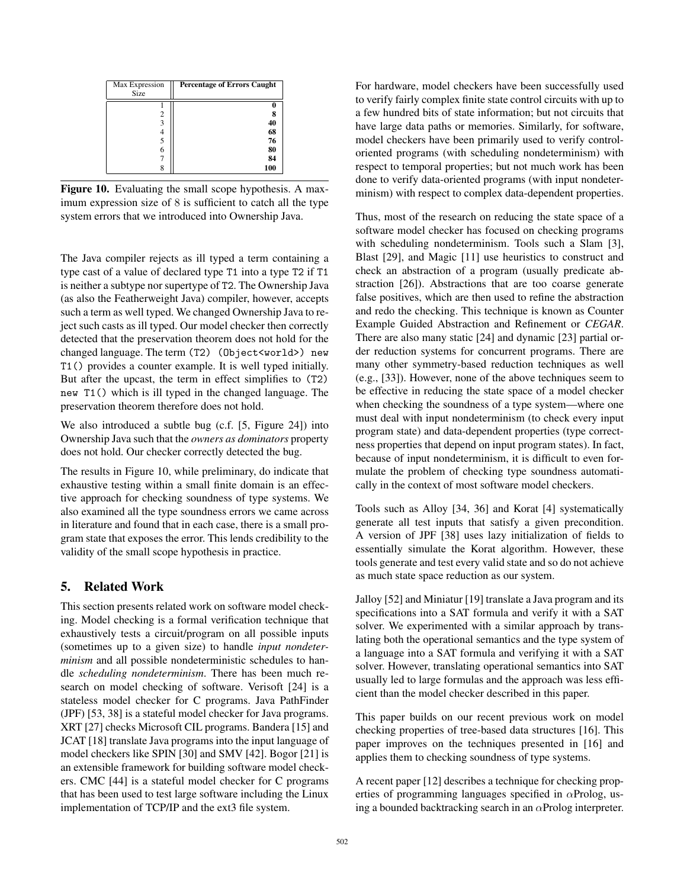| Max Expression Size | **Percentage of Errors Caught** |
|---|---|
| 1 | **0** |
| 2 | **8** |
| 3 | **40** |
| 4 | **68** |
| 5 | **76** |
| 6 | **80** |
| 7 | **84** |
| 8 | **100** |

**Figure 10.** Evaluating the small scope hypothesis. A maximum expression size of 8 is sufficient to catch all the type system errors that we introduced into Ownership Java.

The Java compiler rejects as ill typed a term containing a type cast of a value of declared type `T1` into a type `T2` if `T1` is neither a subtype nor supertype of `T2`. The Ownership Java (as also the Featherweight Java) compiler, however, accepts such a term as well typed. We changed Ownership Java to reject such casts as ill typed. Our model checker then correctly detected that the preservation theorem does not hold for the changed language. The term `(T2) (Object<world>) new T1()` provides a counter example. It is well typed initially. But after the upcast, the term in effect simplifies to `(T2) new T1()` which is ill typed in the changed language. The preservation theorem therefore does not hold.

We also introduced a subtle bug (c.f. [5, Figure 24]) into Ownership Java such that the *owners as dominators* property does not hold. Our checker correctly detected the bug.

The results in Figure 10, while preliminary, do indicate that exhaustive testing within a small finite domain is an effective approach for checking soundness of type systems. We also examined all the type soundness errors we came across in literature and found that in each case, there is a small program state that exposes the error. This lends credibility to the validity of the small scope hypothesis in practice.

## 5. Related Work

This section presents related work on software model checking. Model checking is a formal verification technique that exhaustively tests a circuit/program on all possible inputs (sometimes up to a given size) to handle *input nondeterminism* and all possible nondeterministic schedules to handle *scheduling nondeterminism*. There has been much research on model checking of software. Verisoft [24] is a stateless model checker for C programs. Java PathFinder (JPF) [53, 38] is a stateful model checker for Java programs. XRT [27] checks Microsoft CIL programs. Bandera [15] and JCAT [18] translate Java programs into the input language of model checkers like SPIN [30] and SMV [42]. Bogor [21] is an extensible framework for building software model checkers. CMC [44] is a stateful model checker for C programs that has been used to test large software including the Linux implementation of TCP/IP and the ext3 file system.

For hardware, model checkers have been successfully used to verify fairly complex finite state control circuits with up to a few hundred bits of state information; but not circuits that have large data paths or memories. Similarly, for software, model checkers have been primarily used to verify control-oriented programs (with scheduling nondeterminism) with respect to temporal properties; but not much work has been done to verify data-oriented programs (with input nondeterminism) with respect to complex data-dependent properties.

Thus, most of the research on reducing the state space of a software model checker has focused on checking programs with scheduling nondeterminism. Tools such a Slam [3], Blast [29], and Magic [11] use heuristics to construct and check an abstraction of a program (usually predicate abstraction [26]). Abstractions that are too coarse generate false positives, which are then used to refine the abstraction and redo the checking. This technique is known as Counter Example Guided Abstraction and Refinement or *CEGAR*. There are also many static [24] and dynamic [23] partial order reduction systems for concurrent programs. There are many other symmetry-based reduction techniques as well (e.g., [33]). However, none of the above techniques seem to be effective in reducing the state space of a model checker when checking the soundness of a type system—where one must deal with input nondeterminism (to check every input program state) and data-dependent properties (type correctness properties that depend on input program states). In fact, because of input nondeterminism, it is difficult to even formulate the problem of checking type soundness automatically in the context of most software model checkers.

Tools such as Alloy [34, 36] and Korat [4] systematically generate all test inputs that satisfy a given precondition. A version of JPF [38] uses lazy initialization of fields to essentially simulate the Korat algorithm. However, these tools generate and test every valid state and so do not achieve as much state space reduction as our system.

Jalloy [52] and Miniatur [19] translate a Java program and its specifications into a SAT formula and verify it with a SAT solver. We experimented with a similar approach by translating both the operational semantics and the type system of a language into a SAT formula and verifying it with a SAT solver. However, translating operational semantics into SAT usually led to large formulas and the approach was less efficient than the model checker described in this paper.

This paper builds on our recent previous work on model checking properties of tree-based data structures [16]. This paper improves on the techniques presented in [16] and applies them to checking soundness of type systems.

A recent paper [12] describes a technique for checking properties of programming languages specified in $\alpha$Prolog, using a bounded backtracking search in an $\alpha$Prolog interpreter.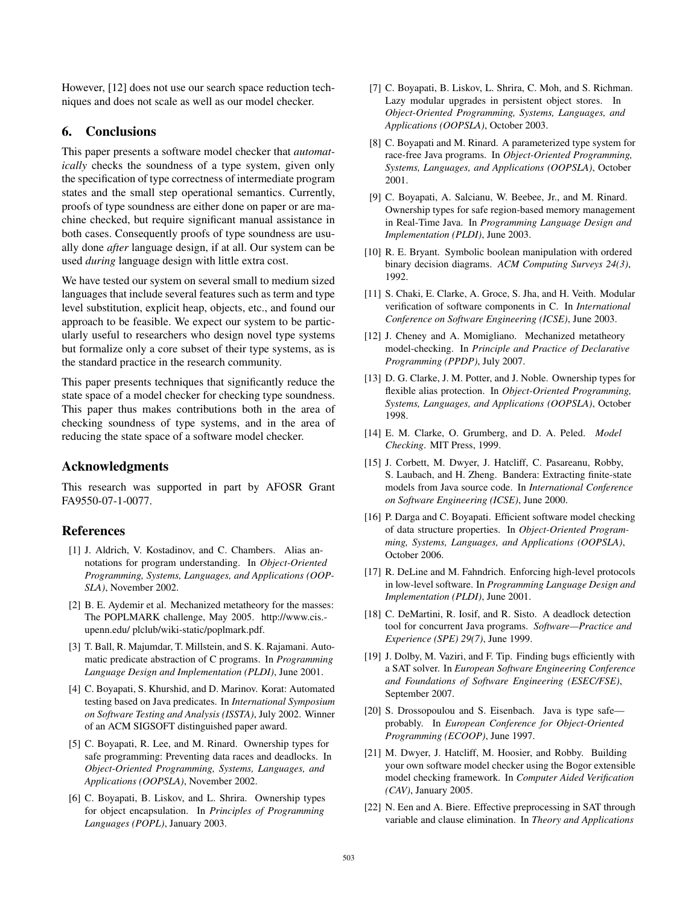However, [12] does not use our search space reduction techniques and does not scale as well as our model checker.

## 6. Conclusions

This paper presents a software model checker that *automatically* checks the soundness of a type system, given only the specification of type correctness of intermediate program states and the small step operational semantics. Currently, proofs of type soundness are either done on paper or are machine checked, but require significant manual assistance in both cases. Consequently proofs of type soundness are usually done *after* language design, if at all. Our system can be used *during* language design with little extra cost.

We have tested our system on several small to medium sized languages that include several features such as term and type level substitution, explicit heap, objects, etc., and found our approach to be feasible. We expect our system to be particularly useful to researchers who design novel type systems but formalize only a core subset of their type systems, as is the standard practice in the research community.

This paper presents techniques that significantly reduce the state space of a model checker for checking type soundness. This paper thus makes contributions both in the area of checking soundness of type systems, and in the area of reducing the state space of a software model checker.

## Acknowledgments

This research was supported in part by AFOSR Grant FA9550-07-1-0077.

## References

[1] J. Aldrich, V. Kostadinov, and C. Chambers. Alias annotations for program understanding. In *Object-Oriented Programming, Systems, Languages, and Applications (OOPSLA)*, November 2002.

[2] B. E. Aydemir et al. Mechanized metatheory for the masses: The POPLMARK challenge, May 2005. http://www.cis.-upenn.edu/ plclub/wiki-static/poplmark.pdf.

[3] T. Ball, R. Majumdar, T. Millstein, and S. K. Rajamani. Automatic predicate abstraction of C programs. In *Programming Language Design and Implementation (PLDI)*, June 2001.

[4] C. Boyapati, S. Khurshid, and D. Marinov. Korat: Automated testing based on Java predicates. In *International Symposium on Software Testing and Analysis (ISSTA)*, July 2002. Winner of an ACM SIGSOFT distinguished paper award.

[5] C. Boyapati, R. Lee, and M. Rinard. Ownership types for safe programming: Preventing data races and deadlocks. In *Object-Oriented Programming, Systems, Languages, and Applications (OOPSLA)*, November 2002.

[6] C. Boyapati, B. Liskov, and L. Shrira. Ownership types for object encapsulation. In *Principles of Programming Languages (POPL)*, January 2003.

[7] C. Boyapati, B. Liskov, L. Shrira, C. Moh, and S. Richman. Lazy modular upgrades in persistent object stores. In *Object-Oriented Programming, Systems, Languages, and Applications (OOPSLA)*, October 2003.

[8] C. Boyapati and M. Rinard. A parameterized type system for race-free Java programs. In *Object-Oriented Programming, Systems, Languages, and Applications (OOPSLA)*, October 2001.

[9] C. Boyapati, A. Salcianu, W. Beebee, Jr., and M. Rinard. Ownership types for safe region-based memory management in Real-Time Java. In *Programming Language Design and Implementation (PLDI)*, June 2003.

[10] R. E. Bryant. Symbolic boolean manipulation with ordered binary decision diagrams. *ACM Computing Surveys 24(3)*, 1992.

[11] S. Chaki, E. Clarke, A. Groce, S. Jha, and H. Veith. Modular verification of software components in C. In *International Conference on Software Engineering (ICSE)*, June 2003.

[12] J. Cheney and A. Momigliano. Mechanized metatheory model-checking. In *Principle and Practice of Declarative Programming (PPDP)*, July 2007.

[13] D. G. Clarke, J. M. Potter, and J. Noble. Ownership types for flexible alias protection. In *Object-Oriented Programming, Systems, Languages, and Applications (OOPSLA)*, October 1998.

[14] E. M. Clarke, O. Grumberg, and D. A. Peled. *Model Checking*. MIT Press, 1999.

[15] J. Corbett, M. Dwyer, J. Hatcliff, C. Pasareanu, Robby, S. Laubach, and H. Zheng. Bandera: Extracting finite-state models from Java source code. In *International Conference on Software Engineering (ICSE)*, June 2000.

[16] P. Darga and C. Boyapati. Efficient software model checking of data structure properties. In *Object-Oriented Programming, Systems, Languages, and Applications (OOPSLA)*, October 2006.

[17] R. DeLine and M. Fahndrich. Enforcing high-level protocols in low-level software. In *Programming Language Design and Implementation (PLDI)*, June 2001.

[18] C. DeMartini, R. Iosif, and R. Sisto. A deadlock detection tool for concurrent Java programs. *Software—Practice and Experience (SPE) 29(7)*, June 1999.

[19] J. Dolby, M. Vaziri, and F. Tip. Finding bugs efficiently with a SAT solver. In *European Software Engineering Conference and Foundations of Software Engineering (ESEC/FSE)*, September 2007.

[20] S. Drossopoulou and S. Eisenbach. Java is type safe—probably. In *European Conference for Object-Oriented Programming (ECOOP)*, June 1997.

[21] M. Dwyer, J. Hatcliff, M. Hoosier, and Robby. Building your own software model checker using the Bogor extensible model checking framework. In *Computer Aided Verification (CAV)*, January 2005.

[22] N. Een and A. Biere. Effective preprocessing in SAT through variable and clause elimination. In *Theory and Applications*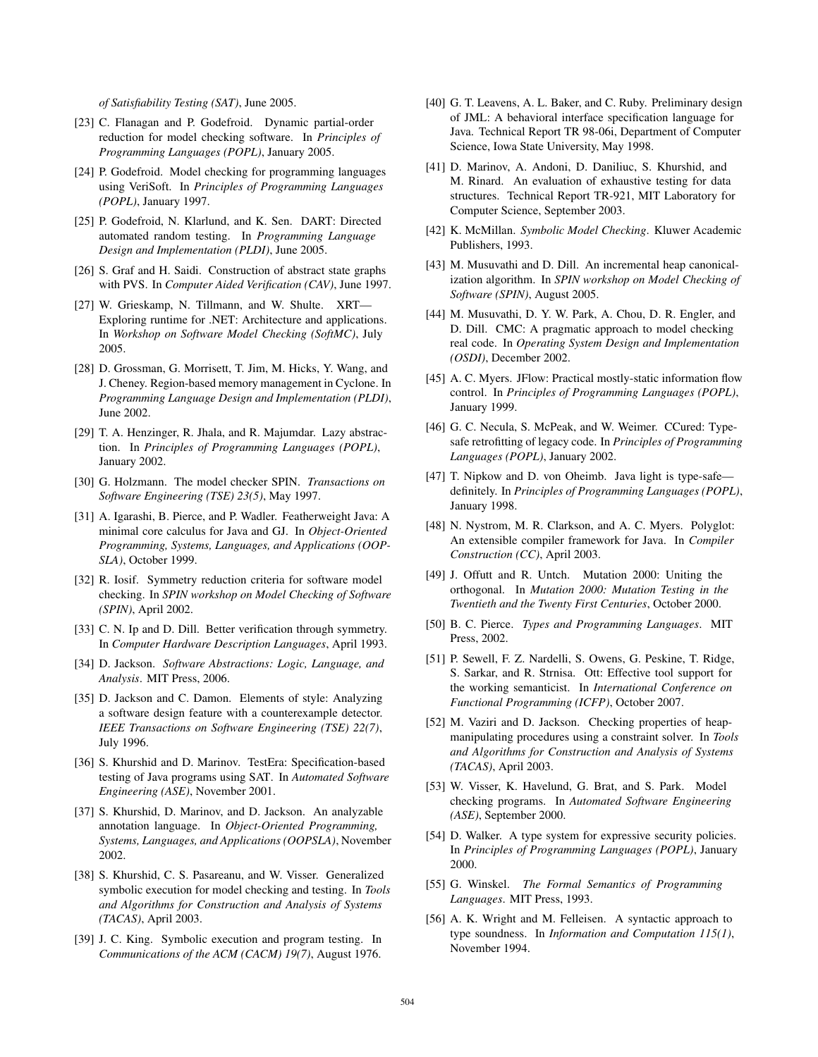*of Satisfiability Testing (SAT)*, June 2005.

[23] C. Flanagan and P. Godefroid. Dynamic partial-order reduction for model checking software. In *Principles of Programming Languages (POPL)*, January 2005.

[24] P. Godefroid. Model checking for programming languages using VeriSoft. In *Principles of Programming Languages (POPL)*, January 1997.

[25] P. Godefroid, N. Klarlund, and K. Sen. DART: Directed automated random testing. In *Programming Language Design and Implementation (PLDI)*, June 2005.

[26] S. Graf and H. Saidi. Construction of abstract state graphs with PVS. In *Computer Aided Verification (CAV)*, June 1997.

[27] W. Grieskamp, N. Tillmann, and W. Shulte. XRT— Exploring runtime for .NET: Architecture and applications. In *Workshop on Software Model Checking (SoftMC)*, July 2005.

[28] D. Grossman, G. Morrisett, T. Jim, M. Hicks, Y. Wang, and J. Cheney. Region-based memory management in Cyclone. In *Programming Language Design and Implementation (PLDI)*, June 2002.

[29] T. A. Henzinger, R. Jhala, and R. Majumdar. Lazy abstraction. In *Principles of Programming Languages (POPL)*, January 2002.

[30] G. Holzmann. The model checker SPIN. *Transactions on Software Engineering (TSE) 23(5)*, May 1997.

[31] A. Igarashi, B. Pierce, and P. Wadler. Featherweight Java: A minimal core calculus for Java and GJ. In *Object-Oriented Programming, Systems, Languages, and Applications (OOPSLA)*, October 1999.

[32] R. Iosif. Symmetry reduction criteria for software model checking. In *SPIN workshop on Model Checking of Software (SPIN)*, April 2002.

[33] C. N. Ip and D. Dill. Better verification through symmetry. In *Computer Hardware Description Languages*, April 1993.

[34] D. Jackson. *Software Abstractions: Logic, Language, and Analysis*. MIT Press, 2006.

[35] D. Jackson and C. Damon. Elements of style: Analyzing a software design feature with a counterexample detector. *IEEE Transactions on Software Engineering (TSE) 22(7)*, July 1996.

[36] S. Khurshid and D. Marinov. TestEra: Specification-based testing of Java programs using SAT. In *Automated Software Engineering (ASE)*, November 2001.

[37] S. Khurshid, D. Marinov, and D. Jackson. An analyzable annotation language. In *Object-Oriented Programming, Systems, Languages, and Applications (OOPSLA)*, November 2002.

[38] S. Khurshid, C. S. Pasareanu, and W. Visser. Generalized symbolic execution for model checking and testing. In *Tools and Algorithms for Construction and Analysis of Systems (TACAS)*, April 2003.

[39] J. C. King. Symbolic execution and program testing. In *Communications of the ACM (CACM) 19(7)*, August 1976.

[40] G. T. Leavens, A. L. Baker, and C. Ruby. Preliminary design of JML: A behavioral interface specification language for Java. Technical Report TR 98-06i, Department of Computer Science, Iowa State University, May 1998.

[41] D. Marinov, A. Andoni, D. Daniliuc, S. Khurshid, and M. Rinard. An evaluation of exhaustive testing for data structures. Technical Report TR-921, MIT Laboratory for Computer Science, September 2003.

[42] K. McMillan. *Symbolic Model Checking*. Kluwer Academic Publishers, 1993.

[43] M. Musuvathi and D. Dill. An incremental heap canonicalization algorithm. In *SPIN workshop on Model Checking of Software (SPIN)*, August 2005.

[44] M. Musuvathi, D. Y. W. Park, A. Chou, D. R. Engler, and D. Dill. CMC: A pragmatic approach to model checking real code. In *Operating System Design and Implementation (OSDI)*, December 2002.

[45] A. C. Myers. JFlow: Practical mostly-static information flow control. In *Principles of Programming Languages (POPL)*, January 1999.

[46] G. C. Necula, S. McPeak, and W. Weimer. CCured: Type-safe retrofitting of legacy code. In *Principles of Programming Languages (POPL)*, January 2002.

[47] T. Nipkow and D. von Oheimb. Java light is type-safe—definitely. In *Principles of Programming Languages (POPL)*, January 1998.

[48] N. Nystrom, M. R. Clarkson, and A. C. Myers. Polyglot: An extensible compiler framework for Java. In *Compiler Construction (CC)*, April 2003.

[49] J. Offutt and R. Untch. Mutation 2000: Uniting the orthogonal. In *Mutation 2000: Mutation Testing in the Twentieth and the Twenty First Centuries*, October 2000.

[50] B. C. Pierce. *Types and Programming Languages*. MIT Press, 2002.

[51] P. Sewell, F. Z. Nardelli, S. Owens, G. Peskine, T. Ridge, S. Sarkar, and R. Strnisa. Ott: Effective tool support for the working semanticist. In *International Conference on Functional Programming (ICFP)*, October 2007.

[52] M. Vaziri and D. Jackson. Checking properties of heap-manipulating procedures using a constraint solver. In *Tools and Algorithms for Construction and Analysis of Systems (TACAS)*, April 2003.

[53] W. Visser, K. Havelund, G. Brat, and S. Park. Model checking programs. In *Automated Software Engineering (ASE)*, September 2000.

[54] D. Walker. A type system for expressive security policies. In *Principles of Programming Languages (POPL)*, January 2000.

[55] G. Winskel. *The Formal Semantics of Programming Languages*. MIT Press, 1993.

[56] A. K. Wright and M. Felleisen. A syntactic approach to type soundness. In *Information and Computation 115(1)*, November 1994.